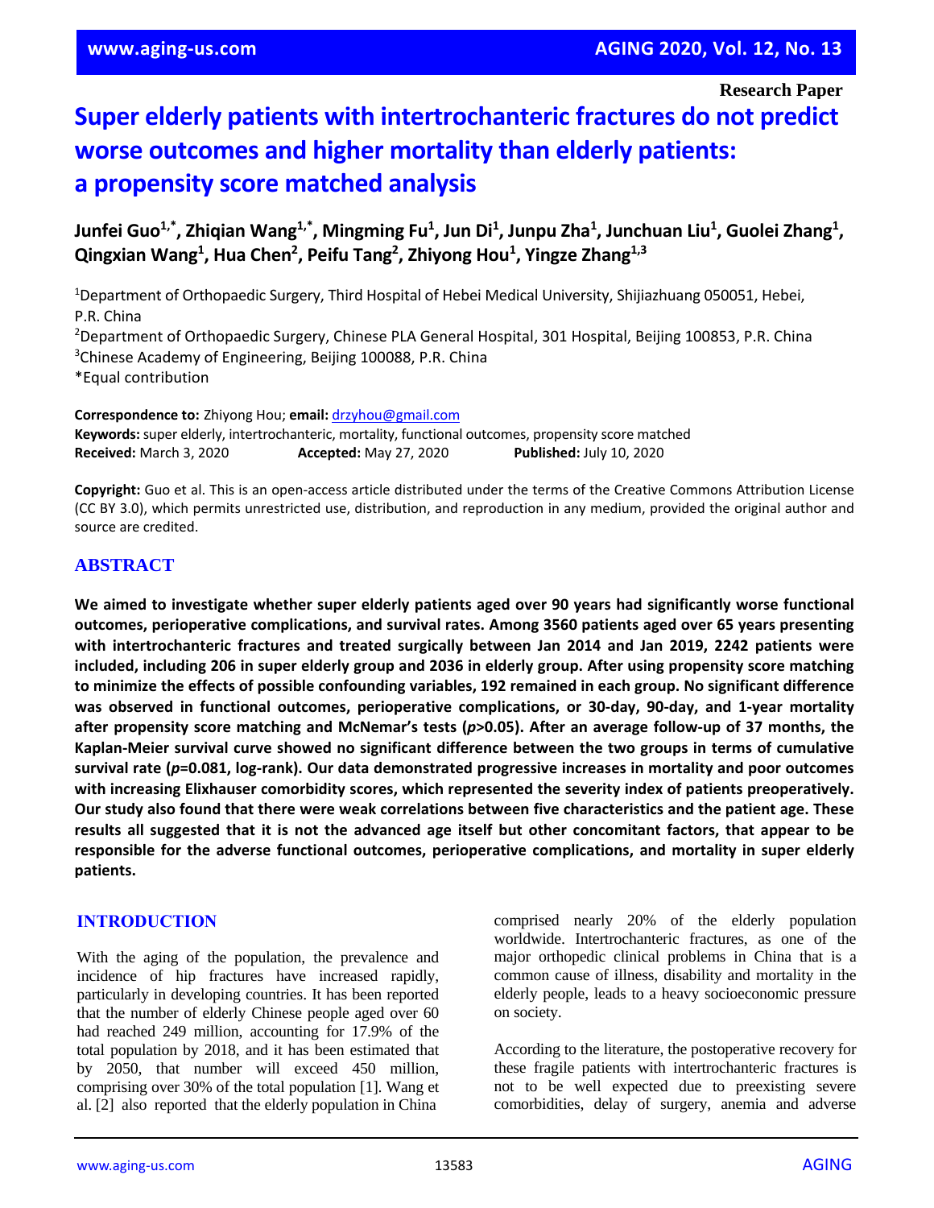Research Paper

# Super elderly patients with intertrochanteric fractures do not predict worse outcomes and higher mortality than elderly patients: a propensity score matched analysis

**Junfei Guo[1,*], Zhiqian Wang[1,*], Mingming Fu[1], Jun Di[1], Junpu Zha[1], Junchuan Liu[1], Guolei Zhang[1], Qingxian Wang[1], Hua Chen[2], Peifu Tang[2], Zhiyong Hou[1], Yingze Zhang[1,3]**

[1]Department of Orthopaedic Surgery, Third Hospital of Hebei Medical University, Shijiazhuang 050051, Hebei, P.R. China
[2]Department of Orthopaedic Surgery, Chinese PLA General Hospital, 301 Hospital, Beijing 100853, P.R. China
[3]Chinese Academy of Engineering, Beijing 100088, P.R. China
*Equal contribution

**Correspondence to:** Zhiyong Hou; **email:** drzyhou@gmail.com
**Keywords:** super elderly, intertrochanteric, mortality, functional outcomes, propensity score matched
**Received:** March 3, 2020 **Accepted:** May 27, 2020 **Published:** July 10, 2020

**Copyright:** Guo et al. This is an open-access article distributed under the terms of the Creative Commons Attribution License (CC BY 3.0), which permits unrestricted use, distribution, and reproduction in any medium, provided the original author and source are credited.

## ABSTRACT

**We aimed to investigate whether super elderly patients aged over 90 years had significantly worse functional outcomes, perioperative complications, and survival rates. Among 3560 patients aged over 65 years presenting with intertrochanteric fractures and treated surgically between Jan 2014 and Jan 2019, 2242 patients were included, including 206 in super elderly group and 2036 in elderly group. After using propensity score matching to minimize the effects of possible confounding variables, 192 remained in each group. No significant difference was observed in functional outcomes, perioperative complications, or 30-day, 90-day, and 1-year mortality after propensity score matching and McNemar's tests (*p*>0.05). After an average follow-up of 37 months, the Kaplan-Meier survival curve showed no significant difference between the two groups in terms of cumulative survival rate (*p*=0.081, log-rank). Our data demonstrated progressive increases in mortality and poor outcomes with increasing Elixhauser comorbidity scores, which represented the severity index of patients preoperatively. Our study also found that there were weak correlations between five characteristics and the patient age. These results all suggested that it is not the advanced age itself but other concomitant factors, that appear to be responsible for the adverse functional outcomes, perioperative complications, and mortality in super elderly patients.**

## INTRODUCTION

With the aging of the population, the prevalence and incidence of hip fractures have increased rapidly, particularly in developing countries. It has been reported that the number of elderly Chinese people aged over 60 had reached 249 million, accounting for 17.9% of the total population by 2018, and it has been estimated that by 2050, that number will exceed 450 million, comprising over 30% of the total population [1]. Wang et al. [2] also reported that the elderly population in China comprised nearly 20% of the elderly population worldwide. Intertrochanteric fractures, as one of the major orthopedic clinical problems in China that is a common cause of illness, disability and mortality in the elderly people, leads to a heavy socioeconomic pressure on society.

According to the literature, the postoperative recovery for these fragile patients with intertrochanteric fractures is not to be well expected due to preexisting severe comorbidities, delay of surgery, anemia and adverse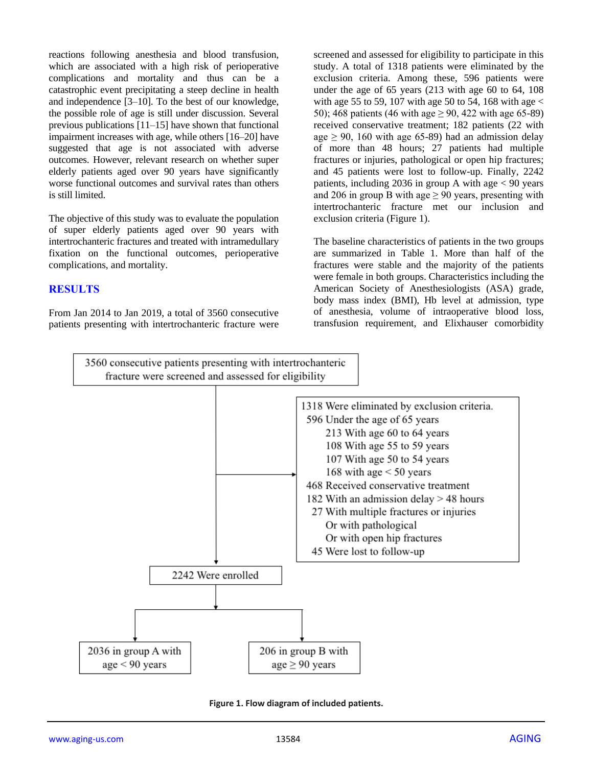reactions following anesthesia and blood transfusion, which are associated with a high risk of perioperative complications and mortality and thus can be a catastrophic event precipitating a steep decline in health and independence [3–10]. To the best of our knowledge, the possible role of age is still under discussion. Several previous publications [11–15] have shown that functional impairment increases with age, while others [16–20] have suggested that age is not associated with adverse outcomes. However, relevant research on whether super elderly patients aged over 90 years have significantly worse functional outcomes and survival rates than others is still limited.

The objective of this study was to evaluate the population of super elderly patients aged over 90 years with intertrochanteric fractures and treated with intramedullary fixation on the functional outcomes, perioperative complications, and mortality.

## RESULTS

From Jan 2014 to Jan 2019, a total of 3560 consecutive patients presenting with intertrochanteric fracture were screened and assessed for eligibility to participate in this study. A total of 1318 patients were eliminated by the exclusion criteria. Among these, 596 patients were under the age of 65 years (213 with age 60 to 64, 108 with age 55 to 59, 107 with age 50 to 54, 168 with age < 50); 468 patients (46 with age ≥ 90, 422 with age 65-89) received conservative treatment; 182 patients (22 with age ≥ 90, 160 with age 65-89) had an admission delay of more than 48 hours; 27 patients had multiple fractures or injuries, pathological or open hip fractures; and 45 patients were lost to follow-up. Finally, 2242 patients, including 2036 in group A with age < 90 years and 206 in group B with age ≥ 90 years, presenting with intertrochanteric fracture met our inclusion and exclusion criteria (Figure 1).

The baseline characteristics of patients in the two groups are summarized in Table 1. More than half of the fractures were stable and the majority of the patients were female in both groups. Characteristics including the American Society of Anesthesiologists (ASA) grade, body mass index (BMI), Hb level at admission, type of anesthesia, volume of intraoperative blood loss, transfusion requirement, and Elixhauser comorbidity

3560 consecutive patients presenting with intertrochanteric fracture were screened and assessed for eligibility

1318 Were eliminated by exclusion criteria.
- 596 Under the age of 65 years
  - 213 With age 60 to 64 years
  - 108 With age 55 to 59 years
  - 107 With age 50 to 54 years
  - 168 with age < 50 years
- 468 Received conservative treatment
- 182 With an admission delay > 48 hours
- 27 With multiple fractures or injuries Or with pathological Or with open hip fractures
- 45 Were lost to follow-up

2242 Were enrolled

2036 in group A with age < 90 years

206 in group B with age ≥ 90 years

**Figure 1. Flow diagram of included patients.**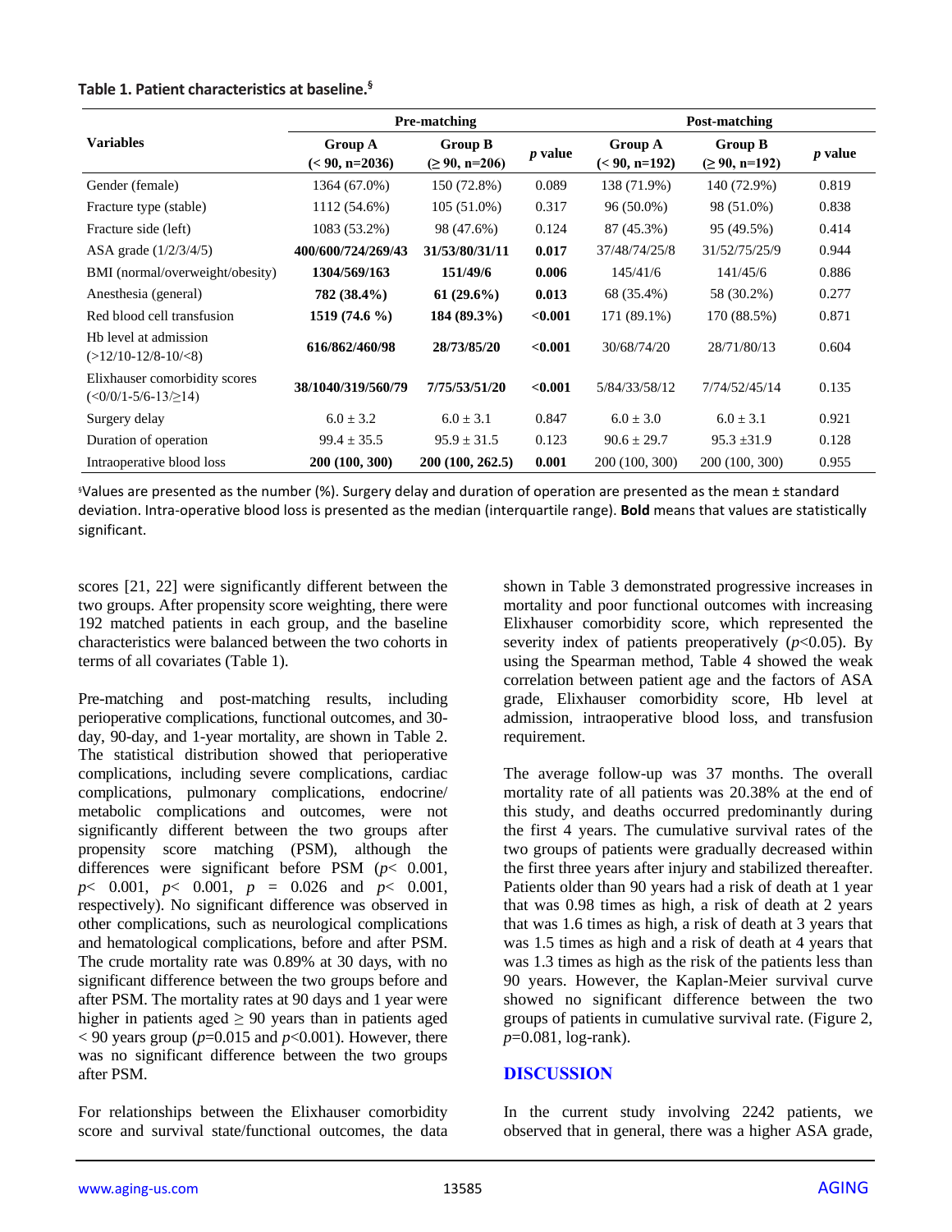**Table 1. Patient characteristics at baseline.**[§]

| Variables | Pre-matching | | | Post-matching | | |
|---|---|---|---|---|---|---|
| | Group A (< 90, n=2036) | Group B (≥ 90, n=206) | *p* value | Group A (< 90, n=192) | Group B (≥ 90, n=192) | *p* value |
| Gender (female) | 1364 (67.0%) | 150 (72.8%) | 0.089 | 138 (71.9%) | 140 (72.9%) | 0.819 |
| Fracture type (stable) | 1112 (54.6%) | 105 (51.0%) | 0.317 | 96 (50.0%) | 98 (51.0%) | 0.838 |
| Fracture side (left) | 1083 (53.2%) | 98 (47.6%) | 0.124 | 87 (45.3%) | 95 (49.5%) | 0.414 |
| ASA grade (1/2/3/4/5) | **400/600/724/269/43** | **31/53/80/31/11** | **0.017** | 37/48/74/25/8 | 31/52/75/25/9 | 0.944 |
| BMI (normal/overweight/obesity) | **1304/569/163** | **151/49/6** | **0.006** | 145/41/6 | 141/45/6 | 0.886 |
| Anesthesia (general) | **782 (38.4%)** | **61 (29.6%)** | **0.013** | 68 (35.4%) | 58 (30.2%) | 0.277 |
| Red blood cell transfusion | **1519 (74.6 %)** | **184 (89.3%)** | **<0.001** | 171 (89.1%) | 170 (88.5%) | 0.871 |
| Hb level at admission (>12/10-12/8-10/<8) | **616/862/460/98** | **28/73/85/20** | **<0.001** | 30/68/74/20 | 28/71/80/13 | 0.604 |
| Elixhauser comorbidity scores (<0/0/1-5/6-13/≥14) | **38/1040/319/560/79** | **7/75/53/51/20** | **<0.001** | 5/84/33/58/12 | 7/74/52/45/14 | 0.135 |
| Surgery delay | 6.0 ± 3.2 | 6.0 ± 3.1 | 0.847 | 6.0 ± 3.0 | 6.0 ± 3.1 | 0.921 |
| Duration of operation | 99.4 ± 35.5 | 95.9 ± 31.5 | 0.123 | 90.6 ± 29.7 | 95.3 ±31.9 | 0.128 |
| Intraoperative blood loss | **200 (100, 300)** | **200 (100, 262.5)** | **0.001** | 200 (100, 300) | 200 (100, 300) | 0.955 |

[§]Values are presented as the number (%). Surgery delay and duration of operation are presented as the mean ± standard deviation. Intra-operative blood loss is presented as the median (interquartile range). **Bold** means that values are statistically significant.

scores [21, 22] were significantly different between the two groups. After propensity score weighting, there were 192 matched patients in each group, and the baseline characteristics were balanced between the two cohorts in terms of all covariates (Table 1).

Pre-matching and post-matching results, including perioperative complications, functional outcomes, and 30-day, 90-day, and 1-year mortality, are shown in Table 2. The statistical distribution showed that perioperative complications, including severe complications, cardiac complications, pulmonary complications, endocrine/metabolic complications and outcomes, were not significantly different between the two groups after propensity score matching (PSM), although the differences were significant before PSM ($p < 0.001$, $p < 0.001$, $p < 0.001$, $p = 0.026$ and $p < 0.001$, respectively). No significant difference was observed in other complications, such as neurological complications and hematological complications, before and after PSM. The crude mortality rate was 0.89% at 30 days, with no significant difference between the two groups before and after PSM. The mortality rates at 90 days and 1 year were higher in patients aged ≥ 90 years than in patients aged < 90 years group ($p$=0.015 and $p$<0.001). However, there was no significant difference between the two groups after PSM.

For relationships between the Elixhauser comorbidity score and survival state/functional outcomes, the data shown in Table 3 demonstrated progressive increases in mortality and poor functional outcomes with increasing Elixhauser comorbidity score, which represented the severity index of patients preoperatively ($p$<0.05). By using the Spearman method, Table 4 showed the weak correlation between patient age and the factors of ASA grade, Elixhauser comorbidity score, Hb level at admission, intraoperative blood loss, and transfusion requirement.

The average follow-up was 37 months. The overall mortality rate of all patients was 20.38% at the end of this study, and deaths occurred predominantly during the first 4 years. The cumulative survival rates of the two groups of patients were gradually decreased within the first three years after injury and stabilized thereafter. Patients older than 90 years had a risk of death at 1 year that was 0.98 times as high, a risk of death at 2 years that was 1.6 times as high, a risk of death at 3 years that was 1.5 times as high and a risk of death at 4 years that was 1.3 times as high as the risk of the patients less than 90 years. However, the Kaplan-Meier survival curve showed no significant difference between the two groups of patients in cumulative survival rate. (Figure 2, $p$=0.081, log-rank).

## DISCUSSION

In the current study involving 2242 patients, we observed that in general, there was a higher ASA grade,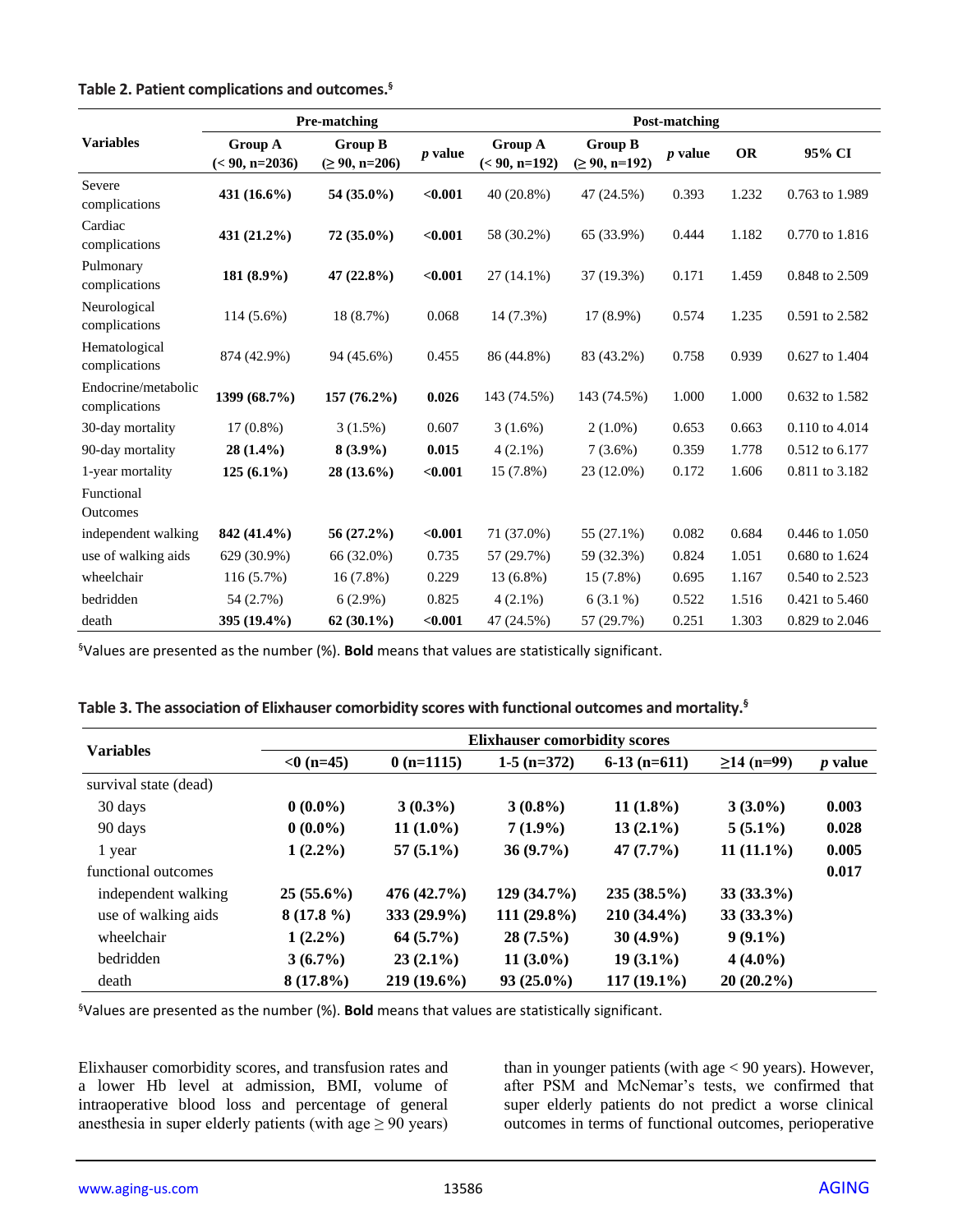**Table 2. Patient complications and outcomes.[§]**

| Variables | Pre-matching | | | Post-matching | | | | |
|---|---|---|---|---|---|---|---|---|
| | Group A (< 90, n=2036) | Group B (≥ 90, n=206) | *p* value | Group A (< 90, n=192) | Group B (≥ 90, n=192) | *p* value | OR | 95% CI |
| Severe complications | **431 (16.6%)** | **54 (35.0%)** | **<0.001** | 40 (20.8%) | 47 (24.5%) | 0.393 | 1.232 | 0.763 to 1.989 |
| Cardiac complications | **431 (21.2%)** | **72 (35.0%)** | **<0.001** | 58 (30.2%) | 65 (33.9%) | 0.444 | 1.182 | 0.770 to 1.816 |
| Pulmonary complications | **181 (8.9%)** | **47 (22.8%)** | **<0.001** | 27 (14.1%) | 37 (19.3%) | 0.171 | 1.459 | 0.848 to 2.509 |
| Neurological complications | 114 (5.6%) | 18 (8.7%) | 0.068 | 14 (7.3%) | 17 (8.9%) | 0.574 | 1.235 | 0.591 to 2.582 |
| Hematological complications | 874 (42.9%) | 94 (45.6%) | 0.455 | 86 (44.8%) | 83 (43.2%) | 0.758 | 0.939 | 0.627 to 1.404 |
| Endocrine/metabolic complications | **1399 (68.7%)** | **157 (76.2%)** | **0.026** | 143 (74.5%) | 143 (74.5%) | 1.000 | 1.000 | 0.632 to 1.582 |
| 30-day mortality | 17 (0.8%) | 3 (1.5%) | 0.607 | 3 (1.6%) | 2 (1.0%) | 0.653 | 0.663 | 0.110 to 4.014 |
| 90-day mortality | **28 (1.4%)** | **8 (3.9%)** | **0.015** | 4 (2.1%) | 7 (3.6%) | 0.359 | 1.778 | 0.512 to 6.177 |
| 1-year mortality | **125 (6.1%)** | **28 (13.6%)** | **<0.001** | 15 (7.8%) | 23 (12.0%) | 0.172 | 1.606 | 0.811 to 3.182 |
| Functional Outcomes | | | | | | | | |
| independent walking | **842 (41.4%)** | **56 (27.2%)** | **<0.001** | 71 (37.0%) | 55 (27.1%) | 0.082 | 0.684 | 0.446 to 1.050 |
| use of walking aids | 629 (30.9%) | 66 (32.0%) | 0.735 | 57 (29.7%) | 59 (32.3%) | 0.824 | 1.051 | 0.680 to 1.624 |
| wheelchair | 116 (5.7%) | 16 (7.8%) | 0.229 | 13 (6.8%) | 15 (7.8%) | 0.695 | 1.167 | 0.540 to 2.523 |
| bedridden | 54 (2.7%) | 6 (2.9%) | 0.825 | 4 (2.1%) | 6 (3.1 %) | 0.522 | 1.516 | 0.421 to 5.460 |
| death | **395 (19.4%)** | **62 (30.1%)** | **<0.001** | 47 (24.5%) | 57 (29.7%) | 0.251 | 1.303 | 0.829 to 2.046 |

[§]Values are presented as the number (%). **Bold** means that values are statistically significant.

**Table 3. The association of Elixhauser comorbidity scores with functional outcomes and mortality.[§]**

| Variables | Elixhauser comorbidity scores | | | | | |
|---|---|---|---|---|---|---|
| | <0 (n=45) | 0 (n=1115) | 1-5 (n=372) | 6-13 (n=611) | ≥14 (n=99) | *p* value |
| survival state (dead) | | | | | | |
| 30 days | **0 (0.0%)** | **3 (0.3%)** | **3 (0.8%)** | **11 (1.8%)** | **3 (3.0%)** | **0.003** |
| 90 days | **0 (0.0%)** | **11 (1.0%)** | **7 (1.9%)** | **13 (2.1%)** | **5 (5.1%)** | **0.028** |
| 1 year | **1 (2.2%)** | **57 (5.1%)** | **36 (9.7%)** | **47 (7.7%)** | **11 (11.1%)** | **0.005** |
| functional outcomes | | | | | | **0.017** |
| independent walking | **25 (55.6%)** | **476 (42.7%)** | **129 (34.7%)** | **235 (38.5%)** | **33 (33.3%)** | |
| use of walking aids | **8 (17.8 %)** | **333 (29.9%)** | **111 (29.8%)** | **210 (34.4%)** | **33 (33.3%)** | |
| wheelchair | **1 (2.2%)** | **64 (5.7%)** | **28 (7.5%)** | **30 (4.9%)** | **9 (9.1%)** | |
| bedridden | **3 (6.7%)** | **23 (2.1%)** | **11 (3.0%)** | **19 (3.1%)** | **4 (4.0%)** | |
| death | **8 (17.8%)** | **219 (19.6%)** | **93 (25.0%)** | **117 (19.1%)** | **20 (20.2%)** | |

[§]Values are presented as the number (%). **Bold** means that values are statistically significant.

Elixhauser comorbidity scores, and transfusion rates and a lower Hb level at admission, BMI, volume of intraoperative blood loss and percentage of general anesthesia in super elderly patients (with age ≥ 90 years) than in younger patients (with age < 90 years). However, after PSM and McNemar's tests, we confirmed that super elderly patients do not predict a worse clinical outcomes in terms of functional outcomes, perioperative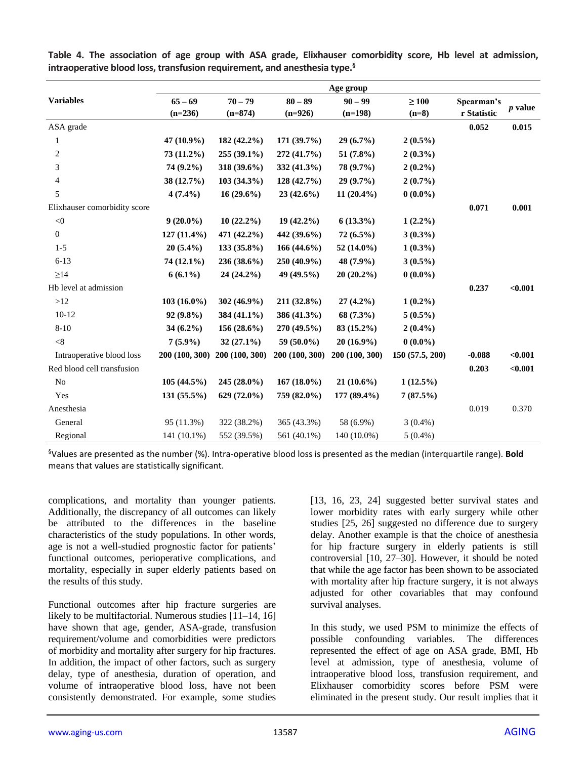**Table 4. The association of age group with ASA grade, Elixhauser comorbidity score, Hb level at admission, intraoperative blood loss, transfusion requirement, and anesthesia type.§**

| Variables | Age group | | | | | | |
|---|---|---|---|---|---|---|---|
| | 65 – 69 (n=236) | 70 – 79 (n=874) | 80 – 89 (n=926) | 90 – 99 (n=198) | ≥ 100 (n=8) | Spearman's r Statistic | *p* value |
| ASA grade | | | | | | **0.052** | **0.015** |
| 1 | **47 (10.9%)** | **182 (42.2%)** | **171 (39.7%)** | **29 (6.7%)** | **2 (0.5%)** | | |
| 2 | **73 (11.2%)** | **255 (39.1%)** | **272 (41.7%)** | **51 (7.8%)** | **2 (0.3%)** | | |
| 3 | **74 (9.2%)** | **318 (39.6%)** | **332 (41.3%)** | **78 (9.7%)** | **2 (0.2%)** | | |
| 4 | **38 (12.7%)** | **103 (34.3%)** | **128 (42.7%)** | **29 (9.7%)** | **2 (0.7%)** | | |
| 5 | **4 (7.4%)** | **16 (29.6%)** | **23 (42.6%)** | **11 (20.4%)** | **0 (0.0%)** | | |
| Elixhauser comorbidity score | | | | | | **0.071** | **0.001** |
| <0 | **9 (20.0%)** | **10 (22.2%)** | **19 (42.2%)** | **6 (13.3%)** | **1 (2.2%)** | | |
| 0 | **127 (11.4%)** | **471 (42.2%)** | **442 (39.6%)** | **72 (6.5%)** | **3 (0.3%)** | | |
| 1-5 | **20 (5.4%)** | **133 (35.8%)** | **166 (44.6%)** | **52 (14.0%)** | **1 (0.3%)** | | |
| 6-13 | **74 (12.1%)** | **236 (38.6%)** | **250 (40.9%)** | **48 (7.9%)** | **3 (0.5%)** | | |
| ≥14 | **6 (6.1%)** | **24 (24.2%)** | **49 (49.5%)** | **20 (20.2%)** | **0 (0.0%)** | | |
| Hb level at admission | | | | | | **0.237** | **<0.001** |
| >12 | **103 (16.0%)** | **302 (46.9%)** | **211 (32.8%)** | **27 (4.2%)** | **1 (0.2%)** | | |
| 10-12 | **92 (9.8%)** | **384 (41.1%)** | **386 (41.3%)** | **68 (7.3%)** | **5 (0.5%)** | | |
| 8-10 | **34 (6.2%)** | **156 (28.6%)** | **270 (49.5%)** | **83 (15.2%)** | **2 (0.4%)** | | |
| <8 | **7 (5.9%)** | **32 (27.1%)** | **59 (50.0%)** | **20 (16.9%)** | **0 (0.0%)** | | |
| Intraoperative blood loss | **200 (100, 300)** | **200 (100, 300)** | **200 (100, 300)** | **200 (100, 300)** | **150 (57.5, 200)** | **-0.088** | **<0.001** |
| Red blood cell transfusion | | | | | | **0.203** | **<0.001** |
| No | **105 (44.5%)** | **245 (28.0%)** | **167 (18.0%)** | **21 (10.6%)** | **1 (12.5%)** | | |
| Yes | **131 (55.5%)** | **629 (72.0%)** | **759 (82.0%)** | **177 (89.4%)** | **7 (87.5%)** | | |
| Anesthesia | | | | | | 0.019 | 0.370 |
| General | 95 (11.3%) | 322 (38.2%) | 365 (43.3%) | 58 (6.9%) | 3 (0.4%) | | |
| Regional | 141 (10.1%) | 552 (39.5%) | 561 (40.1%) | 140 (10.0%) | 5 (0.4%) | | |

§Values are presented as the number (%). Intra-operative blood loss is presented as the median (interquartile range). **Bold** means that values are statistically significant.

complications, and mortality than younger patients. Additionally, the discrepancy of all outcomes can likely be attributed to the differences in the baseline characteristics of the study populations. In other words, age is not a well-studied prognostic factor for patients' functional outcomes, perioperative complications, and mortality, especially in super elderly patients based on the results of this study.

Functional outcomes after hip fracture surgeries are likely to be multifactorial. Numerous studies [11–14, 16] have shown that age, gender, ASA-grade, transfusion requirement/volume and comorbidities were predictors of morbidity and mortality after surgery for hip fractures. In addition, the impact of other factors, such as surgery delay, type of anesthesia, duration of operation, and volume of intraoperative blood loss, have not been consistently demonstrated. For example, some studies [13, 16, 23, 24] suggested better survival states and lower morbidity rates with early surgery while other studies [25, 26] suggested no difference due to surgery delay. Another example is that the choice of anesthesia for hip fracture surgery in elderly patients is still controversial [10, 27–30]. However, it should be noted that while the age factor has been shown to be associated with mortality after hip fracture surgery, it is not always adjusted for other covariables that may confound survival analyses.

In this study, we used PSM to minimize the effects of possible confounding variables. The differences represented the effect of age on ASA grade, BMI, Hb level at admission, type of anesthesia, volume of intraoperative blood loss, transfusion requirement, and Elixhauser comorbidity scores before PSM were eliminated in the present study. Our result implies that it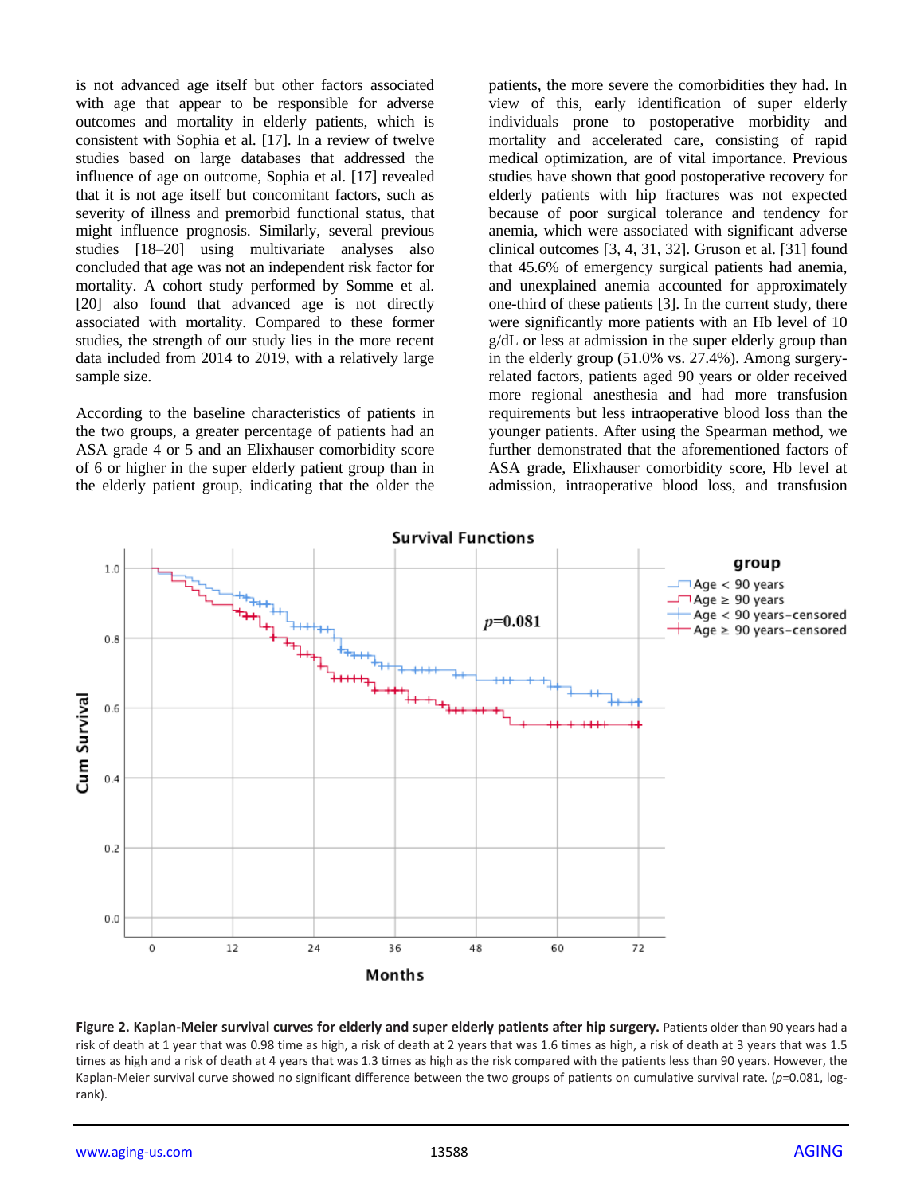is not advanced age itself but other factors associated with age that appear to be responsible for adverse outcomes and mortality in elderly patients, which is consistent with Sophia et al. [17]. In a review of twelve studies based on large databases that addressed the influence of age on outcome, Sophia et al. [17] revealed that it is not age itself but concomitant factors, such as severity of illness and premorbid functional status, that might influence prognosis. Similarly, several previous studies [18–20] using multivariate analyses also concluded that age was not an independent risk factor for mortality. A cohort study performed by Somme et al. [20] also found that advanced age is not directly associated with mortality. Compared to these former studies, the strength of our study lies in the more recent data included from 2014 to 2019, with a relatively large sample size.

According to the baseline characteristics of patients in the two groups, a greater percentage of patients had an ASA grade 4 or 5 and an Elixhauser comorbidity score of 6 or higher in the super elderly patient group than in the elderly patient group, indicating that the older the patients, the more severe the comorbidities they had. In view of this, early identification of super elderly individuals prone to postoperative morbidity and mortality and accelerated care, consisting of rapid medical optimization, are of vital importance. Previous studies have shown that good postoperative recovery for elderly patients with hip fractures was not expected because of poor surgical tolerance and tendency for anemia, which were associated with significant adverse clinical outcomes [3, 4, 31, 32]. Gruson et al. [31] found that 45.6% of emergency surgical patients had anemia, and unexplained anemia accounted for approximately one-third of these patients [3]. In the current study, there were significantly more patients with an Hb level of 10 g/dL or less at admission in the super elderly group than in the elderly group (51.0% vs. 27.4%). Among surgery-related factors, patients aged 90 years or older received more regional anesthesia and had more transfusion requirements but less intraoperative blood loss than the younger patients. After using the Spearman method, we further demonstrated that the aforementioned factors of ASA grade, Elixhauser comorbidity score, Hb level at admission, intraoperative blood loss, and transfusion

**Figure 2. Kaplan-Meier survival curves for elderly and super elderly patients after hip surgery.** Patients older than 90 years had a risk of death at 1 year that was 0.98 time as high, a risk of death at 2 years that was 1.6 times as high, a risk of death at 3 years that was 1.5 times as high and a risk of death at 4 years that was 1.3 times as high as the risk compared with the patients less than 90 years. However, the Kaplan-Meier survival curve showed no significant difference between the two groups of patients on cumulative survival rate. (*p*=0.081, log-rank).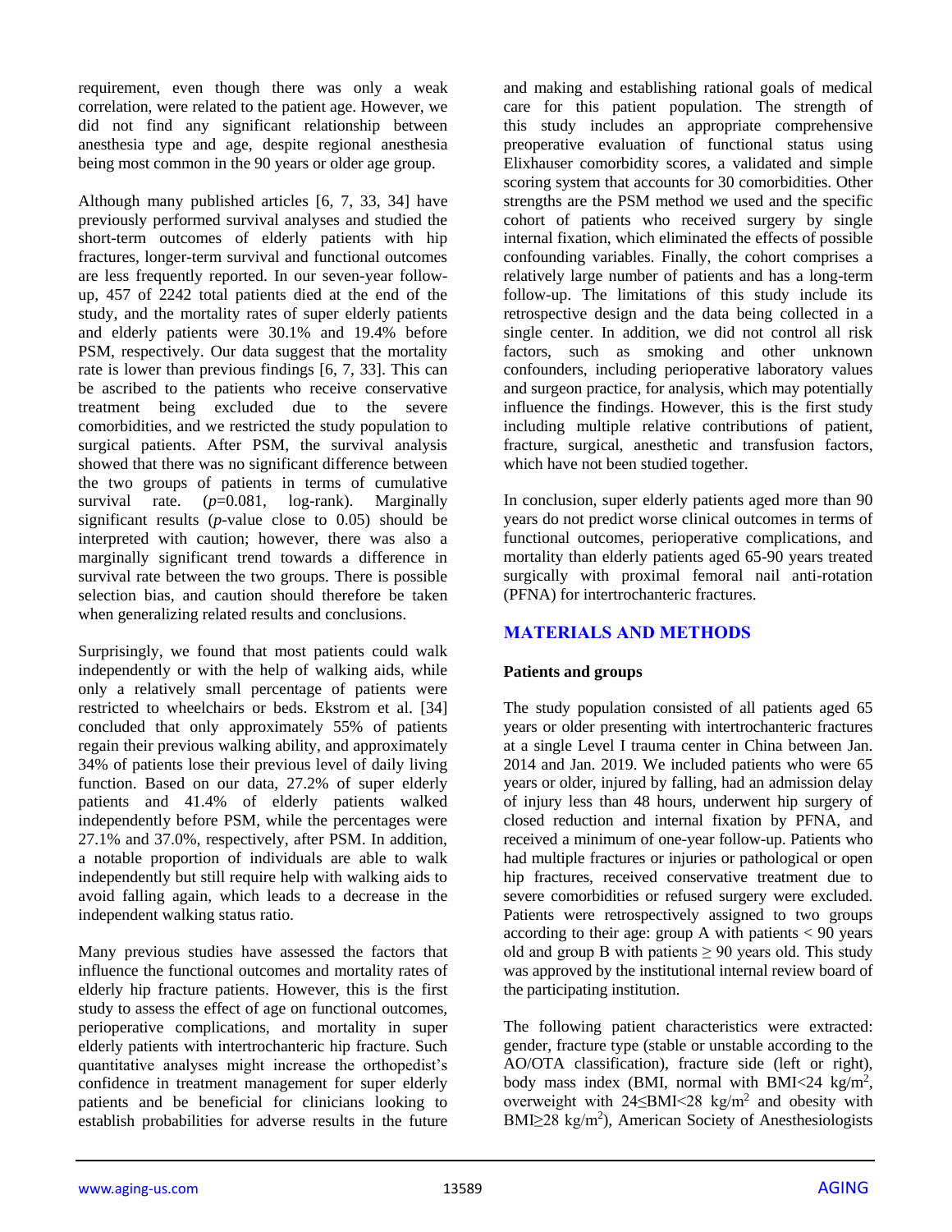requirement, even though there was only a weak correlation, were related to the patient age. However, we did not find any significant relationship between anesthesia type and age, despite regional anesthesia being most common in the 90 years or older age group.

Although many published articles [6, 7, 33, 34] have previously performed survival analyses and studied the short-term outcomes of elderly patients with hip fractures, longer-term survival and functional outcomes are less frequently reported. In our seven-year follow-up, 457 of 2242 total patients died at the end of the study, and the mortality rates of super elderly patients and elderly patients were 30.1% and 19.4% before PSM, respectively. Our data suggest that the mortality rate is lower than previous findings [6, 7, 33]. This can be ascribed to the patients who receive conservative treatment being excluded due to the severe comorbidities, and we restricted the study population to surgical patients. After PSM, the survival analysis showed that there was no significant difference between the two groups of patients in terms of cumulative survival rate. ($p$=0.081, log-rank). Marginally significant results ($p$-value close to 0.05) should be interpreted with caution; however, there was also a marginally significant trend towards a difference in survival rate between the two groups. There is possible selection bias, and caution should therefore be taken when generalizing related results and conclusions.

Surprisingly, we found that most patients could walk independently or with the help of walking aids, while only a relatively small percentage of patients were restricted to wheelchairs or beds. Ekstrom et al. [34] concluded that only approximately 55% of patients regain their previous walking ability, and approximately 34% of patients lose their previous level of daily living function. Based on our data, 27.2% of super elderly patients and 41.4% of elderly patients walked independently before PSM, while the percentages were 27.1% and 37.0%, respectively, after PSM. In addition, a notable proportion of individuals are able to walk independently but still require help with walking aids to avoid falling again, which leads to a decrease in the independent walking status ratio.

Many previous studies have assessed the factors that influence the functional outcomes and mortality rates of elderly hip fracture patients. However, this is the first study to assess the effect of age on functional outcomes, perioperative complications, and mortality in super elderly patients with intertrochanteric hip fracture. Such quantitative analyses might increase the orthopedist's confidence in treatment management for super elderly patients and be beneficial for clinicians looking to establish probabilities for adverse results in the future and making and establishing rational goals of medical care for this patient population. The strength of this study includes an appropriate comprehensive preoperative evaluation of functional status using Elixhauser comorbidity scores, a validated and simple scoring system that accounts for 30 comorbidities. Other strengths are the PSM method we used and the specific cohort of patients who received surgery by single internal fixation, which eliminated the effects of possible confounding variables. Finally, the cohort comprises a relatively large number of patients and has a long-term follow-up. The limitations of this study include its retrospective design and the data being collected in a single center. In addition, we did not control all risk factors, such as smoking and other unknown confounders, including perioperative laboratory values and surgeon practice, for analysis, which may potentially influence the findings. However, this is the first study including multiple relative contributions of patient, fracture, surgical, anesthetic and transfusion factors, which have not been studied together.

In conclusion, super elderly patients aged more than 90 years do not predict worse clinical outcomes in terms of functional outcomes, perioperative complications, and mortality than elderly patients aged 65-90 years treated surgically with proximal femoral nail anti-rotation (PFNA) for intertrochanteric fractures.

## MATERIALS AND METHODS

### Patients and groups

The study population consisted of all patients aged 65 years or older presenting with intertrochanteric fractures at a single Level I trauma center in China between Jan. 2014 and Jan. 2019. We included patients who were 65 years or older, injured by falling, had an admission delay of injury less than 48 hours, underwent hip surgery of closed reduction and internal fixation by PFNA, and received a minimum of one-year follow-up. Patients who had multiple fractures or injuries or pathological or open hip fractures, received conservative treatment due to severe comorbidities or refused surgery were excluded. Patients were retrospectively assigned to two groups according to their age: group A with patients < 90 years old and group B with patients ≥ 90 years old. This study was approved by the institutional internal review board of the participating institution.

The following patient characteristics were extracted: gender, fracture type (stable or unstable according to the AO/OTA classification), fracture side (left or right), body mass index (BMI, normal with BMI<24 kg/m$^2$, overweight with 24≤BMI<28 kg/m$^2$ and obesity with BMI≥28 kg/m$^2$), American Society of Anesthesiologists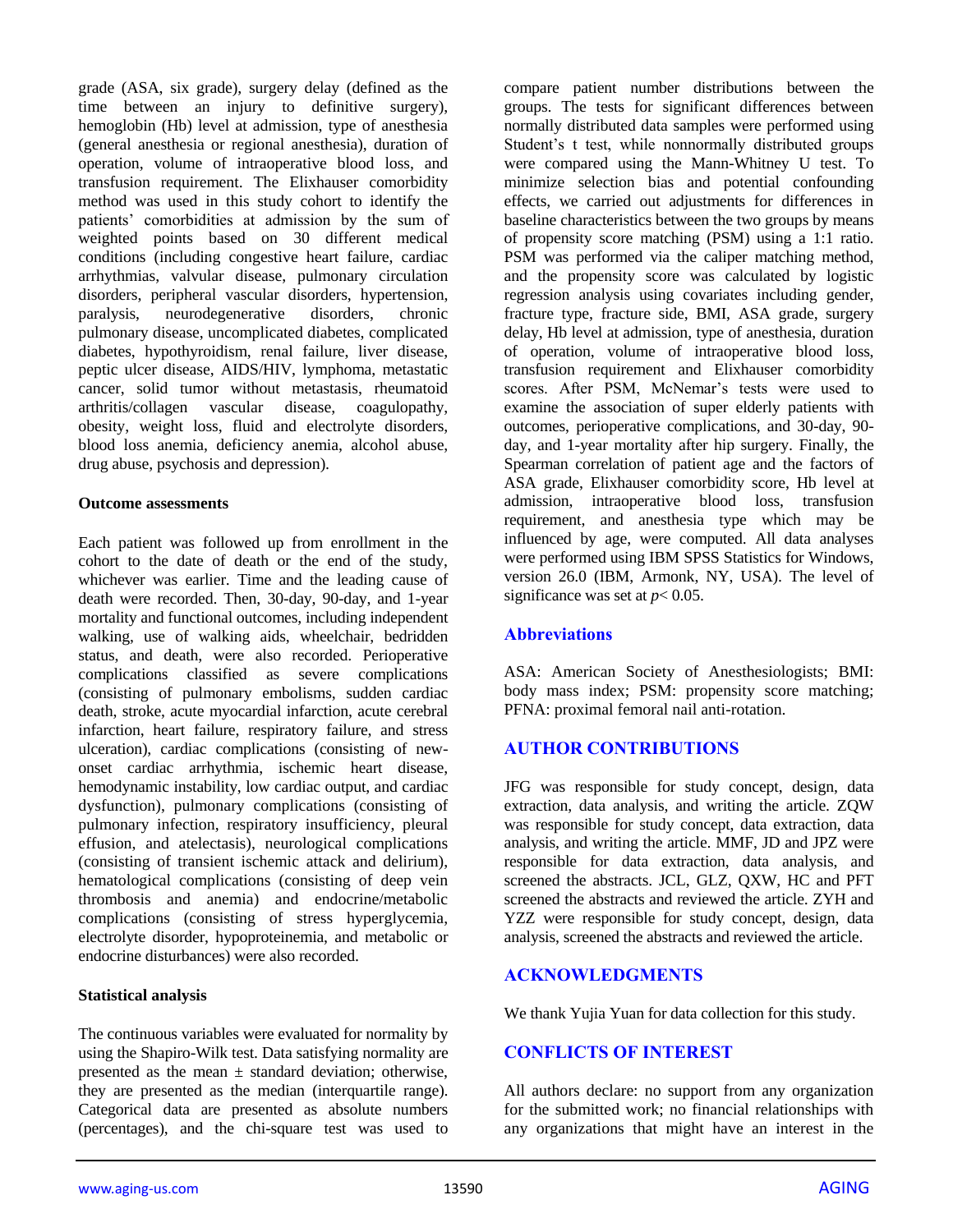grade (ASA, six grade), surgery delay (defined as the time between an injury to definitive surgery), hemoglobin (Hb) level at admission, type of anesthesia (general anesthesia or regional anesthesia), duration of operation, volume of intraoperative blood loss, and transfusion requirement. The Elixhauser comorbidity method was used in this study cohort to identify the patients' comorbidities at admission by the sum of weighted points based on 30 different medical conditions (including congestive heart failure, cardiac arrhythmias, valvular disease, pulmonary circulation disorders, peripheral vascular disorders, hypertension, paralysis, neurodegenerative disorders, chronic pulmonary disease, uncomplicated diabetes, complicated diabetes, hypothyroidism, renal failure, liver disease, peptic ulcer disease, AIDS/HIV, lymphoma, metastatic cancer, solid tumor without metastasis, rheumatoid arthritis/collagen vascular disease, coagulopathy, obesity, weight loss, fluid and electrolyte disorders, blood loss anemia, deficiency anemia, alcohol abuse, drug abuse, psychosis and depression).

### Outcome assessments

Each patient was followed up from enrollment in the cohort to the date of death or the end of the study, whichever was earlier. Time and the leading cause of death were recorded. Then, 30-day, 90-day, and 1-year mortality and functional outcomes, including independent walking, use of walking aids, wheelchair, bedridden status, and death, were also recorded. Perioperative complications classified as severe complications (consisting of pulmonary embolisms, sudden cardiac death, stroke, acute myocardial infarction, acute cerebral infarction, heart failure, respiratory failure, and stress ulceration), cardiac complications (consisting of new-onset cardiac arrhythmia, ischemic heart disease, hemodynamic instability, low cardiac output, and cardiac dysfunction), pulmonary complications (consisting of pulmonary infection, respiratory insufficiency, pleural effusion, and atelectasis), neurological complications (consisting of transient ischemic attack and delirium), hematological complications (consisting of deep vein thrombosis and anemia) and endocrine/metabolic complications (consisting of stress hyperglycemia, electrolyte disorder, hypoproteinemia, and metabolic or endocrine disturbances) were also recorded.

### Statistical analysis

The continuous variables were evaluated for normality by using the Shapiro-Wilk test. Data satisfying normality are presented as the mean ± standard deviation; otherwise, they are presented as the median (interquartile range). Categorical data are presented as absolute numbers (percentages), and the chi-square test was used to compare patient number distributions between the groups. The tests for significant differences between normally distributed data samples were performed using Student's t test, while nonnormally distributed groups were compared using the Mann-Whitney U test. To minimize selection bias and potential confounding effects, we carried out adjustments for differences in baseline characteristics between the two groups by means of propensity score matching (PSM) using a 1:1 ratio. PSM was performed via the caliper matching method, and the propensity score was calculated by logistic regression analysis using covariates including gender, fracture type, fracture side, BMI, ASA grade, surgery delay, Hb level at admission, type of anesthesia, duration of operation, volume of intraoperative blood loss, transfusion requirement and Elixhauser comorbidity scores. After PSM, McNemar's tests were used to examine the association of super elderly patients with outcomes, perioperative complications, and 30-day, 90-day, and 1-year mortality after hip surgery. Finally, the Spearman correlation of patient age and the factors of ASA grade, Elixhauser comorbidity score, Hb level at admission, intraoperative blood loss, transfusion requirement, and anesthesia type which may be influenced by age, were computed. All data analyses were performed using IBM SPSS Statistics for Windows, version 26.0 (IBM, Armonk, NY, USA). The level of significance was set at $p < 0.05$.

## Abbreviations

ASA: American Society of Anesthesiologists; BMI: body mass index; PSM: propensity score matching; PFNA: proximal femoral nail anti-rotation.

## AUTHOR CONTRIBUTIONS

JFG was responsible for study concept, design, data extraction, data analysis, and writing the article. ZQW was responsible for study concept, data extraction, data analysis, and writing the article. MMF, JD and JPZ were responsible for data extraction, data analysis, and screened the abstracts. JCL, GLZ, QXW, HC and PFT screened the abstracts and reviewed the article. ZYH and YZZ were responsible for study concept, design, data analysis, screened the abstracts and reviewed the article.

## ACKNOWLEDGMENTS

We thank Yujia Yuan for data collection for this study.

## CONFLICTS OF INTEREST

All authors declare: no support from any organization for the submitted work; no financial relationships with any organizations that might have an interest in the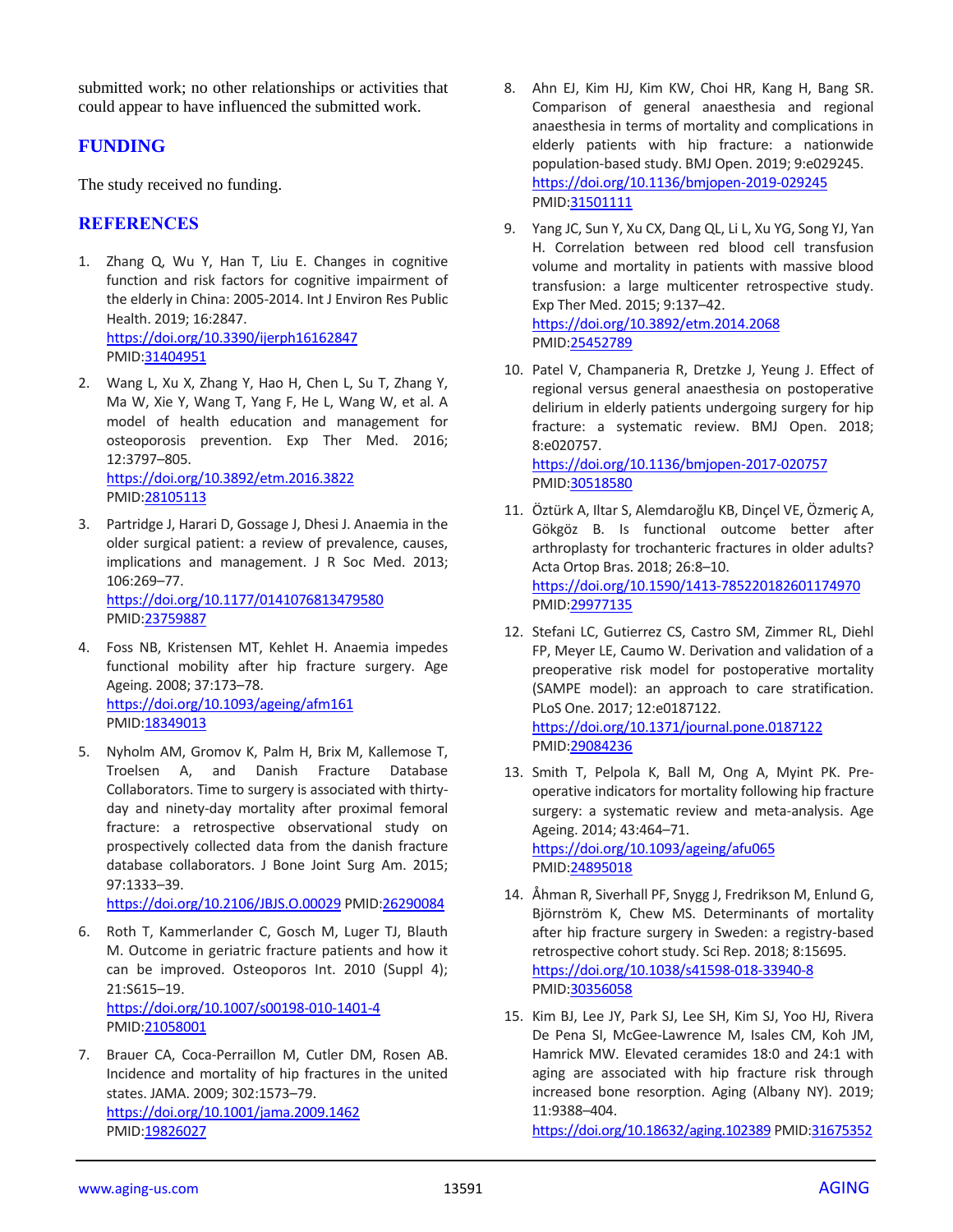submitted work; no other relationships or activities that could appear to have influenced the submitted work.

## FUNDING

The study received no funding.

## REFERENCES

1. Zhang Q, Wu Y, Han T, Liu E. Changes in cognitive function and risk factors for cognitive impairment of the elderly in China: 2005-2014. Int J Environ Res Public Health. 2019; 16:2847. https://doi.org/10.3390/ijerph16162847 PMID:31404951

2. Wang L, Xu X, Zhang Y, Hao H, Chen L, Su T, Zhang Y, Ma W, Xie Y, Wang T, Yang F, He L, Wang W, et al. A model of health education and management for osteoporosis prevention. Exp Ther Med. 2016; 12:3797–805. https://doi.org/10.3892/etm.2016.3822 PMID:28105113

3. Partridge J, Harari D, Gossage J, Dhesi J. Anaemia in the older surgical patient: a review of prevalence, causes, implications and management. J R Soc Med. 2013; 106:269–77. https://doi.org/10.1177/0141076813479580 PMID:23759887

4. Foss NB, Kristensen MT, Kehlet H. Anaemia impedes functional mobility after hip fracture surgery. Age Ageing. 2008; 37:173–78. https://doi.org/10.1093/ageing/afm161 PMID:18349013

5. Nyholm AM, Gromov K, Palm H, Brix M, Kallemose T, Troelsen A, and Danish Fracture Database Collaborators. Time to surgery is associated with thirty-day and ninety-day mortality after proximal femoral fracture: a retrospective observational study on prospectively collected data from the danish fracture database collaborators. J Bone Joint Surg Am. 2015; 97:1333–39. https://doi.org/10.2106/JBJS.O.00029 PMID:26290084

6. Roth T, Kammerlander C, Gosch M, Luger TJ, Blauth M. Outcome in geriatric fracture patients and how it can be improved. Osteoporos Int. 2010 (Suppl 4); 21:S615–19. https://doi.org/10.1007/s00198-010-1401-4 PMID:21058001

7. Brauer CA, Coca-Perraillon M, Cutler DM, Rosen AB. Incidence and mortality of hip fractures in the united states. JAMA. 2009; 302:1573–79. https://doi.org/10.1001/jama.2009.1462 PMID:19826027

8. Ahn EJ, Kim HJ, Kim KW, Choi HR, Kang H, Bang SR. Comparison of general anaesthesia and regional anaesthesia in terms of mortality and complications in elderly patients with hip fracture: a nationwide population-based study. BMJ Open. 2019; 9:e029245. https://doi.org/10.1136/bmjopen-2019-029245 PMID:31501111

9. Yang JC, Sun Y, Xu CX, Dang QL, Li L, Xu YG, Song YJ, Yan H. Correlation between red blood cell transfusion volume and mortality in patients with massive blood transfusion: a large multicenter retrospective study. Exp Ther Med. 2015; 9:137–42. https://doi.org/10.3892/etm.2014.2068 PMID:25452789

10. Patel V, Champaneria R, Dretzke J, Yeung J. Effect of regional versus general anaesthesia on postoperative delirium in elderly patients undergoing surgery for hip fracture: a systematic review. BMJ Open. 2018; 8:e020757. https://doi.org/10.1136/bmjopen-2017-020757 PMID:30518580

11. Öztürk A, Iltar S, Alemdaroğlu KB, Dinçel VE, Özmeriç A, Gökgöz B. Is functional outcome better after arthroplasty for trochanteric fractures in older adults? Acta Ortop Bras. 2018; 26:8–10. https://doi.org/10.1590/1413-785220182601174970 PMID:29977135

12. Stefani LC, Gutierrez CS, Castro SM, Zimmer RL, Diehl FP, Meyer LE, Caumo W. Derivation and validation of a preoperative risk model for postoperative mortality (SAMPE model): an approach to care stratification. PLoS One. 2017; 12:e0187122. https://doi.org/10.1371/journal.pone.0187122 PMID:29084236

13. Smith T, Pelpola K, Ball M, Ong A, Myint PK. Pre-operative indicators for mortality following hip fracture surgery: a systematic review and meta-analysis. Age Ageing. 2014; 43:464–71. https://doi.org/10.1093/ageing/afu065 PMID:24895018

14. Åhman R, Siverhall PF, Snygg J, Fredrikson M, Enlund G, Björnström K, Chew MS. Determinants of mortality after hip fracture surgery in Sweden: a registry-based retrospective cohort study. Sci Rep. 2018; 8:15695. https://doi.org/10.1038/s41598-018-33940-8 PMID:30356058

15. Kim BJ, Lee JY, Park SJ, Lee SH, Kim SJ, Yoo HJ, Rivera De Pena SI, McGee-Lawrence M, Isales CM, Koh JM, Hamrick MW. Elevated ceramides 18:0 and 24:1 with aging are associated with hip fracture risk through increased bone resorption. Aging (Albany NY). 2019; 11:9388–404. https://doi.org/10.18632/aging.102389 PMID:31675352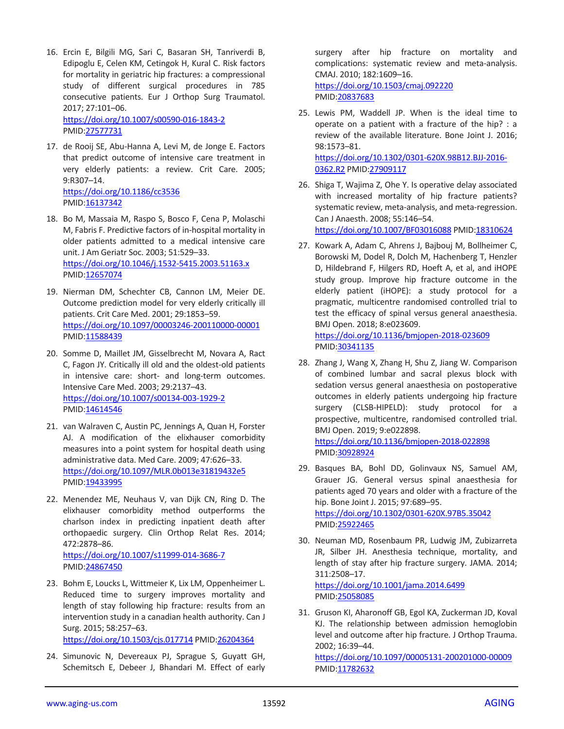16. Ercin E, Bilgili MG, Sari C, Basaran SH, Tanriverdi B, Edipoglu E, Celen KM, Cetingok H, Kural C. Risk factors for mortality in geriatric hip fractures: a compressional study of different surgical procedures in 785 consecutive patients. Eur J Orthop Surg Traumatol. 2017; 27:101–06.
https://doi.org/10.1007/s00590-016-1843-2
PMID:27577731

17. de Rooij SE, Abu-Hanna A, Levi M, de Jonge E. Factors that predict outcome of intensive care treatment in very elderly patients: a review. Crit Care. 2005; 9:R307–14.
https://doi.org/10.1186/cc3536
PMID:16137342

18. Bo M, Massaia M, Raspo S, Bosco F, Cena P, Molaschi M, Fabris F. Predictive factors of in-hospital mortality in older patients admitted to a medical intensive care unit. J Am Geriatr Soc. 2003; 51:529–33.
https://doi.org/10.1046/j.1532-5415.2003.51163.x
PMID:12657074

19. Nierman DM, Schechter CB, Cannon LM, Meier DE. Outcome prediction model for very elderly critically ill patients. Crit Care Med. 2001; 29:1853–59.
https://doi.org/10.1097/00003246-200110000-00001
PMID:11588439

20. Somme D, Maillet JM, Gisselbrecht M, Novara A, Ract C, Fagon JY. Critically ill old and the oldest-old patients in intensive care: short- and long-term outcomes. Intensive Care Med. 2003; 29:2137–43.
https://doi.org/10.1007/s00134-003-1929-2
PMID:14614546

21. van Walraven C, Austin PC, Jennings A, Quan H, Forster AJ. A modification of the elixhauser comorbidity measures into a point system for hospital death using administrative data. Med Care. 2009; 47:626–33.
https://doi.org/10.1097/MLR.0b013e31819432e5
PMID:19433995

22. Menendez ME, Neuhaus V, van Dijk CN, Ring D. The elixhauser comorbidity method outperforms the charlson index in predicting inpatient death after orthopaedic surgery. Clin Orthop Relat Res. 2014; 472:2878–86.
https://doi.org/10.1007/s11999-014-3686-7
PMID:24867450

23. Bohm E, Loucks L, Wittmeier K, Lix LM, Oppenheimer L. Reduced time to surgery improves mortality and length of stay following hip fracture: results from an intervention study in a canadian health authority. Can J Surg. 2015; 58:257–63.
https://doi.org/10.1503/cjs.017714 PMID:26204364

24. Simunovic N, Devereaux PJ, Sprague S, Guyatt GH, Schemitsch E, Debeer J, Bhandari M. Effect of early surgery after hip fracture on mortality and complications: systematic review and meta-analysis. CMAJ. 2010; 182:1609–16.
https://doi.org/10.1503/cmaj.092220
PMID:20837683

25. Lewis PM, Waddell JP. When is the ideal time to operate on a patient with a fracture of the hip? : a review of the available literature. Bone Joint J. 2016; 98:1573–81.
https://doi.org/10.1302/0301-620X.98B12.BJJ-2016-0362.R2 PMID:27909117

26. Shiga T, Wajima Z, Ohe Y. Is operative delay associated with increased mortality of hip fracture patients? systematic review, meta-analysis, and meta-regression. Can J Anaesth. 2008; 55:146–54.
https://doi.org/10.1007/BF03016088 PMID:18310624

27. Kowark A, Adam C, Ahrens J, Bajbouj M, Bollheimer C, Borowski M, Dodel R, Dolch M, Hachenberg T, Henzler D, Hildebrand F, Hilgers RD, Hoeft A, et al, and iHOPE study group. Improve hip fracture outcome in the elderly patient (iHOPE): a study protocol for a pragmatic, multicentre randomised controlled trial to test the efficacy of spinal versus general anaesthesia. BMJ Open. 2018; 8:e023609.
https://doi.org/10.1136/bmjopen-2018-023609
PMID:30341135

28. Zhang J, Wang X, Zhang H, Shu Z, Jiang W. Comparison of combined lumbar and sacral plexus block with sedation versus general anaesthesia on postoperative outcomes in elderly patients undergoing hip fracture surgery (CLSB-HIPELD): study protocol for a prospective, multicentre, randomised controlled trial. BMJ Open. 2019; 9:e022898.
https://doi.org/10.1136/bmjopen-2018-022898
PMID:30928924

29. Basques BA, Bohl DD, Golinvaux NS, Samuel AM, Grauer JG. General versus spinal anaesthesia for patients aged 70 years and older with a fracture of the hip. Bone Joint J. 2015; 97:689–95.
https://doi.org/10.1302/0301-620X.97B5.35042
PMID:25922465

30. Neuman MD, Rosenbaum PR, Ludwig JM, Zubizarreta JR, Silber JH. Anesthesia technique, mortality, and length of stay after hip fracture surgery. JAMA. 2014; 311:2508–17.
https://doi.org/10.1001/jama.2014.6499
PMID:25058085

31. Gruson KI, Aharonoff GB, Egol KA, Zuckerman JD, Koval KJ. The relationship between admission hemoglobin level and outcome after hip fracture. J Orthop Trauma. 2002; 16:39–44.
https://doi.org/10.1097/00005131-200201000-00009
PMID:11782632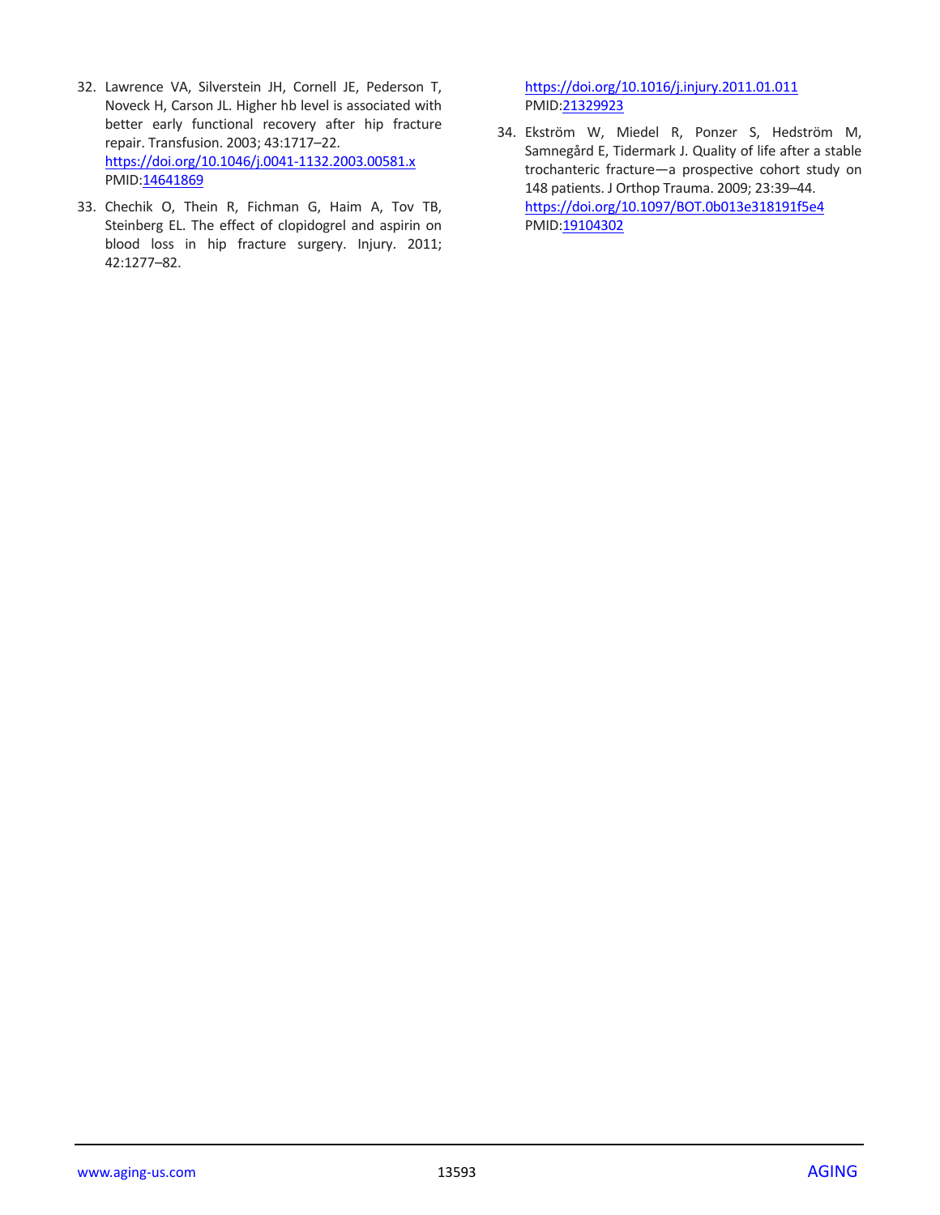32. Lawrence VA, Silverstein JH, Cornell JE, Pederson T, Noveck H, Carson JL. Higher hb level is associated with better early functional recovery after hip fracture repair. Transfusion. 2003; 43:1717–22. https://doi.org/10.1046/j.0041-1132.2003.00581.x PMID:14641869

33. Chechik O, Thein R, Fichman G, Haim A, Tov TB, Steinberg EL. The effect of clopidogrel and aspirin on blood loss in hip fracture surgery. Injury. 2011; 42:1277–82. https://doi.org/10.1016/j.injury.2011.01.011 PMID:21329923

34. Ekström W, Miedel R, Ponzer S, Hedström M, Samnegård E, Tidermark J. Quality of life after a stable trochanteric fracture—a prospective cohort study on 148 patients. J Orthop Trauma. 2009; 23:39–44. https://doi.org/10.1097/BOT.0b013e318191f5e4 PMID:19104302